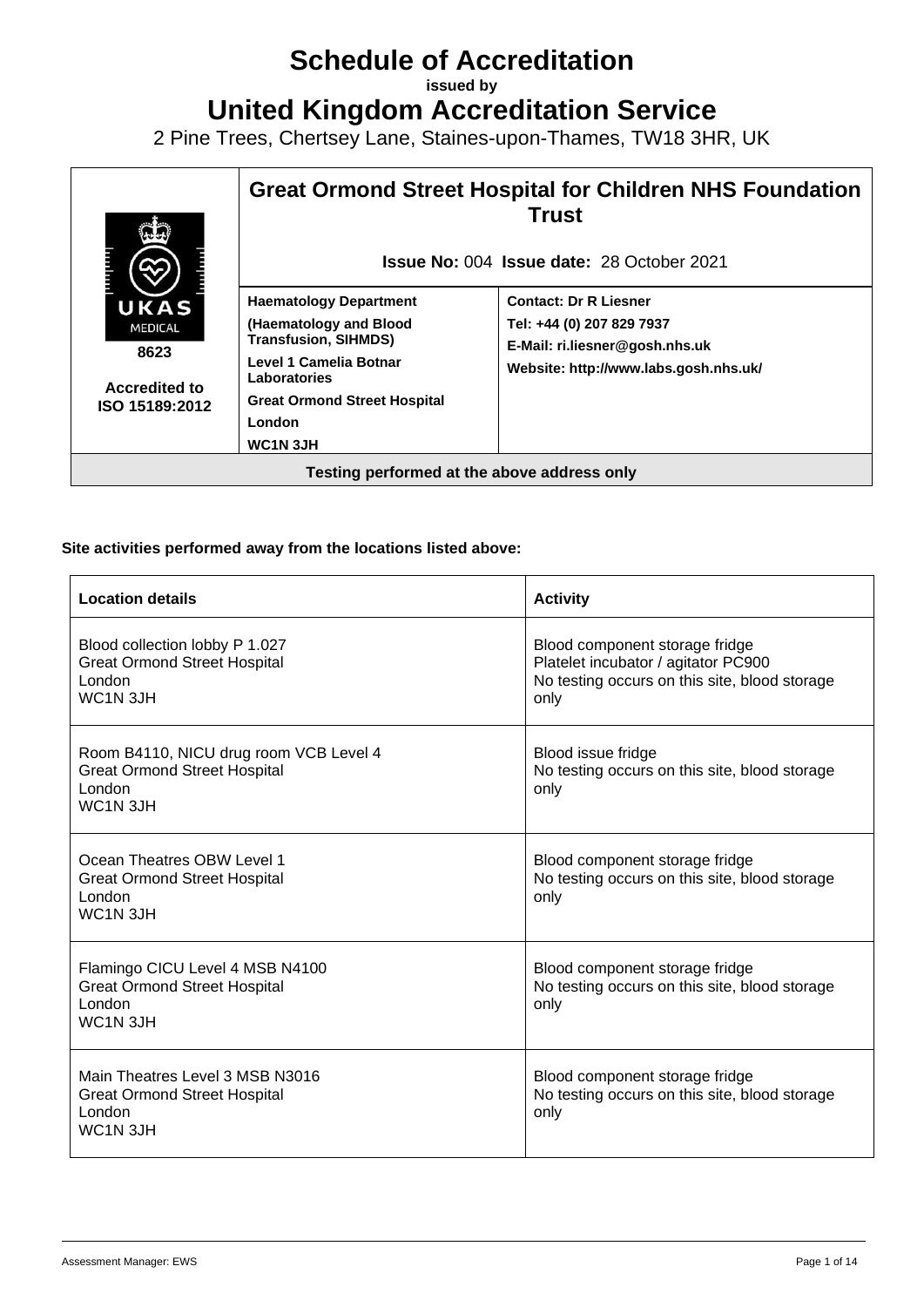# Schedule of Accreditation

**issued by**

# United Kingdom Accreditation Service

2 Pine Trees, Chertsey Lane, Staines-upon-Thames, TW18 3HR, UK

| | **Great Ormond Street Hospital for Children NHS Foundation Trust** | |
|---|---|---|
| | **Issue No:** 004 **Issue date:** 28 October 2021 | |
| UKAS MEDICAL **8623** **Accredited to ISO 15189:2012** | **Haematology Department (Haematology and Blood Transfusion, SIHMDS)** **Level 1 Camelia Botnar Laboratories** **Great Ormond Street Hospital** **London** **WC1N 3JH** | **Contact: Dr R Liesner** **Tel: +44 (0) 207 829 7937** **E-Mail: ri.liesner@gosh.nhs.uk** **Website: http://www.labs.gosh.nhs.uk/** |
| **Testing performed at the above address only** | | |

**Site activities performed away from the locations listed above:**

| **Location details** | **Activity** |
|---|---|
| Blood collection lobby P 1.027<br>Great Ormond Street Hospital<br>London<br>WC1N 3JH | Blood component storage fridge<br>Platelet incubator / agitator PC900<br>No testing occurs on this site, blood storage only |
| Room B4110, NICU drug room VCB Level 4<br>Great Ormond Street Hospital<br>London<br>WC1N 3JH | Blood issue fridge<br>No testing occurs on this site, blood storage only |
| Ocean Theatres OBW Level 1<br>Great Ormond Street Hospital<br>London<br>WC1N 3JH | Blood component storage fridge<br>No testing occurs on this site, blood storage only |
| Flamingo CICU Level 4 MSB N4100<br>Great Ormond Street Hospital<br>London<br>WC1N 3JH | Blood component storage fridge<br>No testing occurs on this site, blood storage only |
| Main Theatres Level 3 MSB N3016<br>Great Ormond Street Hospital<br>London<br>WC1N 3JH | Blood component storage fridge<br>No testing occurs on this site, blood storage only |

Assessment Manager: EWS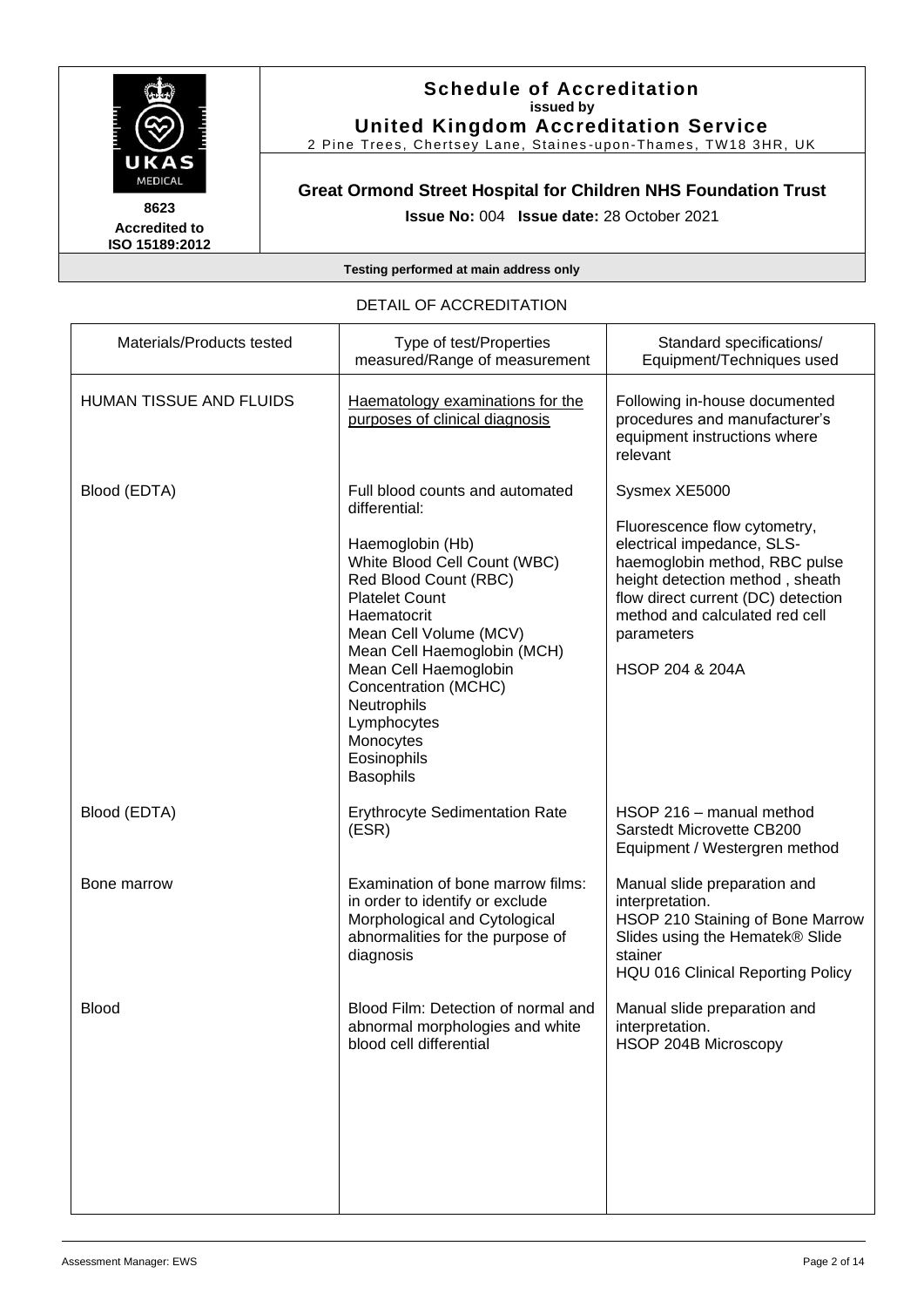# Schedule of Accreditation
**issued by**
**United Kingdom Accreditation Service**
2 Pine Trees, Chertsey Lane, Staines-upon-Thames, TW18 3HR, UK

**8623**
**Accredited to ISO 15189:2012**

## Great Ormond Street Hospital for Children NHS Foundation Trust

**Issue No:** 004 **Issue date:** 28 October 2021

**Testing performed at main address only**

DETAIL OF ACCREDITATION

| Materials/Products tested | Type of test/Properties measured/Range of measurement | Standard specifications/ Equipment/Techniques used |
|---|---|---|
| HUMAN TISSUE AND FLUIDS | Haematology examinations for the purposes of clinical diagnosis | Following in-house documented procedures and manufacturer's equipment instructions where relevant |
| Blood (EDTA) | Full blood counts and automated differential:<br><br>Haemoglobin (Hb)<br>White Blood Cell Count (WBC)<br>Red Blood Count (RBC)<br>Platelet Count<br>Haematocrit<br>Mean Cell Volume (MCV)<br>Mean Cell Haemoglobin (MCH)<br>Mean Cell Haemoglobin Concentration (MCHC)<br>Neutrophils<br>Lymphocytes<br>Monocytes<br>Eosinophils<br>Basophils | Sysmex XE5000<br><br>Fluorescence flow cytometry, electrical impedance, SLS-haemoglobin method, RBC pulse height detection method , sheath flow direct current (DC) detection method and calculated red cell parameters<br><br>HSOP 204 & 204A |
| Blood (EDTA) | Erythrocyte Sedimentation Rate (ESR) | HSOP 216 – manual method<br>Sarstedt Microvette CB200 Equipment / Westergren method |
| Bone marrow | Examination of bone marrow films: in order to identify or exclude Morphological and Cytological abnormalities for the purpose of diagnosis | Manual slide preparation and interpretation.<br>HSOP 210 Staining of Bone Marrow Slides using the Hematek® Slide stainer<br>HQU 016 Clinical Reporting Policy |
| Blood | Blood Film: Detection of normal and abnormal morphologies and white blood cell differential | Manual slide preparation and interpretation.<br>HSOP 204B Microscopy |

Assessment Manager: EWS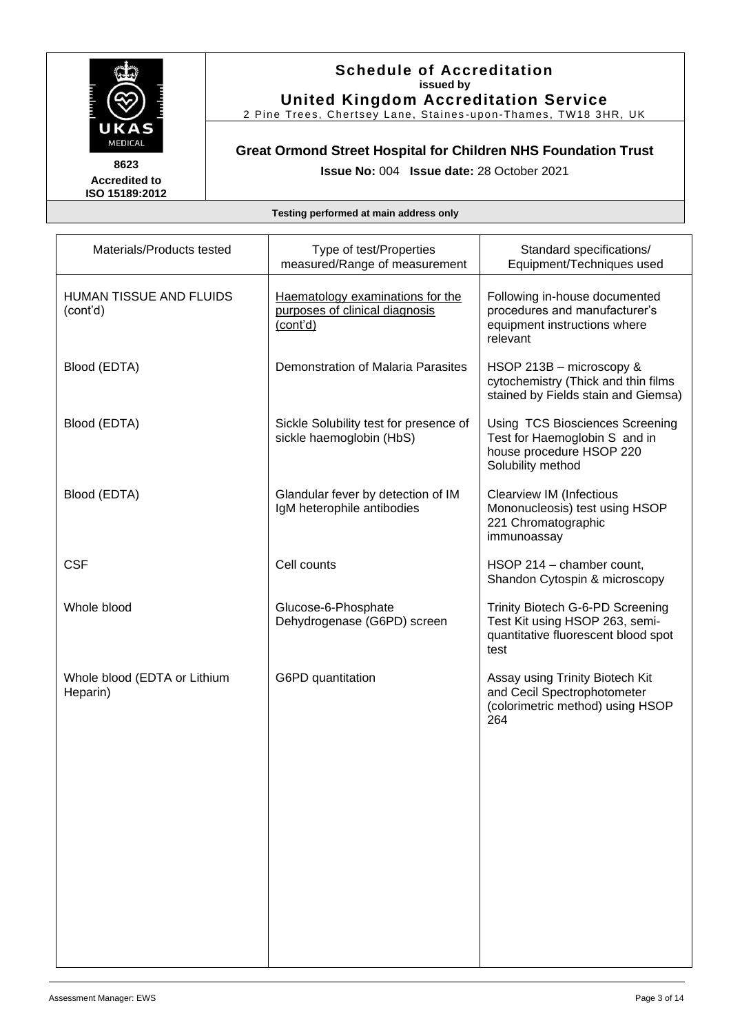# Schedule of Accreditation
**issued by**
**United Kingdom Accreditation Service**
2 Pine Trees, Chertsey Lane, Staines-upon-Thames, TW18 3HR, UK

**8623**
**Accredited to ISO 15189:2012**

## Great Ormond Street Hospital for Children NHS Foundation Trust

**Issue No:** 004 **Issue date:** 28 October 2021

**Testing performed at main address only**

| Materials/Products tested | Type of test/Properties measured/Range of measurement | Standard specifications/ Equipment/Techniques used |
|---|---|---|
| HUMAN TISSUE AND FLUIDS (cont'd) | Haematology examinations for the purposes of clinical diagnosis (cont'd) | Following in-house documented procedures and manufacturer's equipment instructions where relevant |
| Blood (EDTA) | Demonstration of Malaria Parasites | HSOP 213B – microscopy & cytochemistry (Thick and thin films stained by Fields stain and Giemsa) |
| Blood (EDTA) | Sickle Solubility test for presence of sickle haemoglobin (HbS) | Using TCS Biosciences Screening Test for Haemoglobin S and in house procedure HSOP 220 Solubility method |
| Blood (EDTA) | Glandular fever by detection of IM IgM heterophile antibodies | Clearview IM (Infectious Mononucleosis) test using HSOP 221 Chromatographic immunoassay |
| CSF | Cell counts | HSOP 214 – chamber count, Shandon Cytospin & microscopy |
| Whole blood | Glucose-6-Phosphate Dehydrogenase (G6PD) screen | Trinity Biotech G-6-PD Screening Test Kit using HSOP 263, semi-quantitative fluorescent blood spot test |
| Whole blood (EDTA or Lithium Heparin) | G6PD quantitation | Assay using Trinity Biotech Kit and Cecil Spectrophotometer (colorimetric method) using HSOP 264 |

Assessment Manager: EWS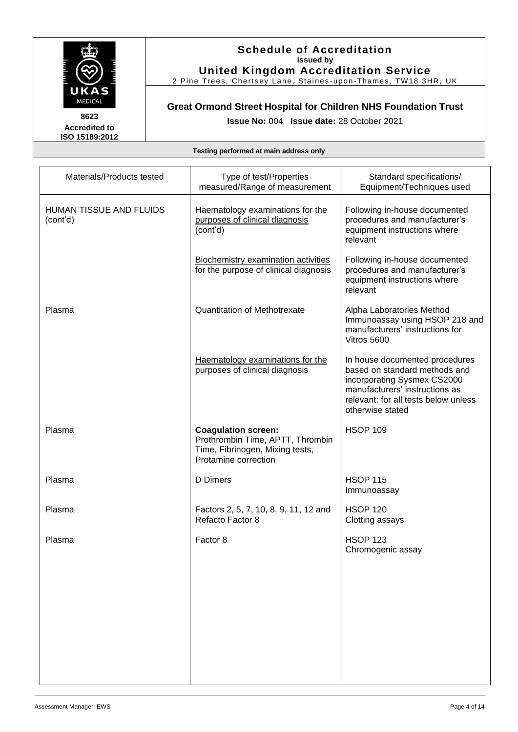**Schedule of Accreditation**
**issued by**
**United Kingdom Accreditation Service**
2 Pine Trees, Chertsey Lane, Staines-upon-Thames, TW18 3HR, UK

**8623**
**Accredited to ISO 15189:2012**

## Great Ormond Street Hospital for Children NHS Foundation Trust

**Issue No:** 004 **Issue date:** 28 October 2021

**Testing performed at main address only**

| Materials/Products tested | Type of test/Properties measured/Range of measurement | Standard specifications/ Equipment/Techniques used |
|---|---|---|
| HUMAN TISSUE AND FLUIDS (cont'd) | Haematology examinations for the purposes of clinical diagnosis (cont'd) | Following in-house documented procedures and manufacturer's equipment instructions where relevant |
| | Biochemistry examination activities for the purpose of clinical diagnosis | Following in-house documented procedures and manufacturer's equipment instructions where relevant |
| Plasma | Quantitation of Methotrexate | Alpha Laboratories Method Immunoassay using HSOP 218 and manufacturers' instructions for Vitros 5600 |
| | Haematology examinations for the purposes of clinical diagnosis | In house documented procedures based on standard methods and incorporating Sysmex CS2000 manufacturers' instructions as relevant: for all tests below unless otherwise stated |
| Plasma | **Coagulation screen:** Prothrombin Time, APTT, Thrombin Time, Fibrinogen, Mixing tests, Protamine correction | HSOP 109 |
| Plasma | D Dimers | HSOP 115 Immunoassay |
| Plasma | Factors 2, 5, 7, 10, 8, 9, 11, 12 and Refacto Factor 8 | HSOP 120 Clotting assays |
| Plasma | Factor 8 | HSOP 123 Chromogenic assay |

Assessment Manager: EWS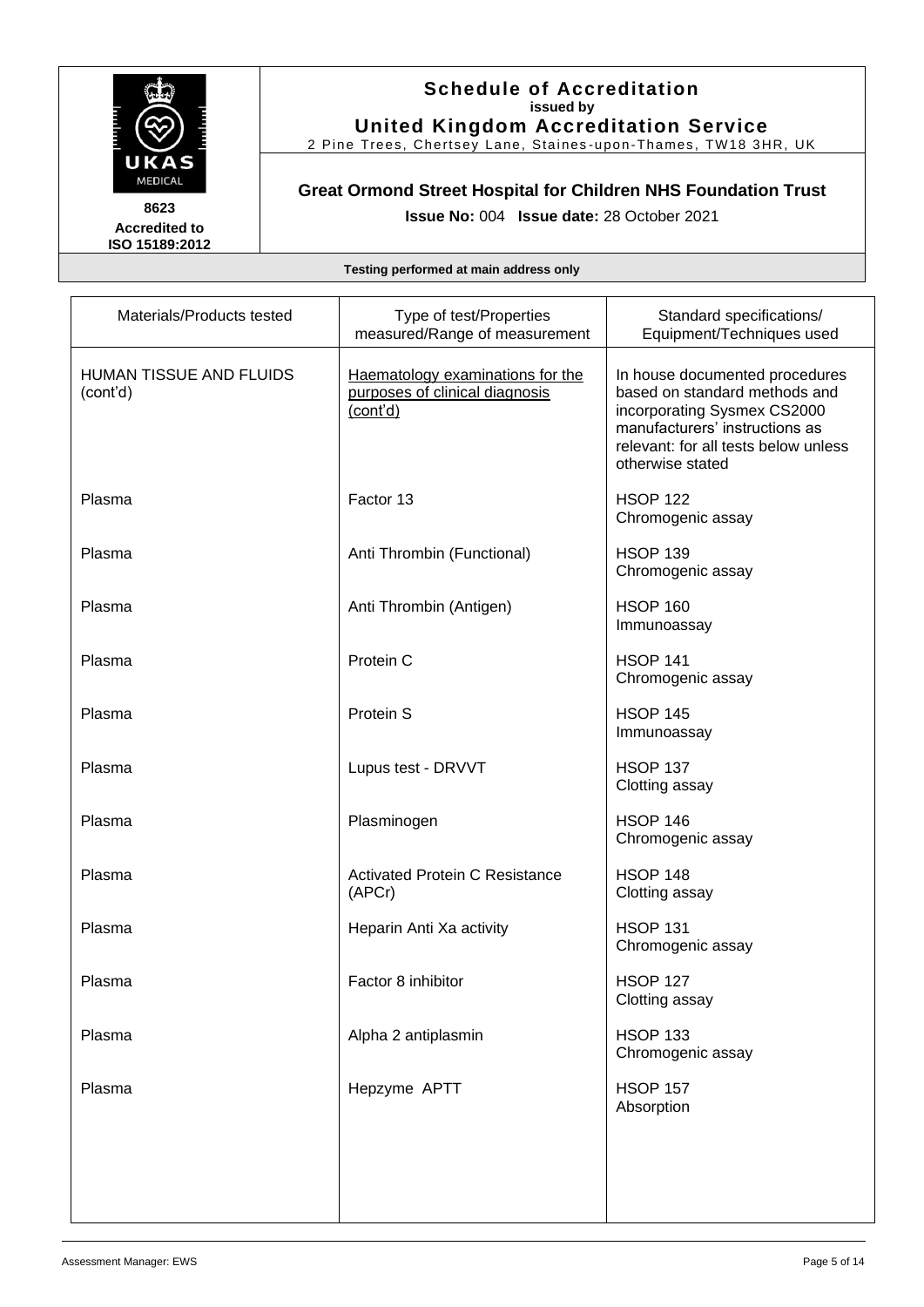**Schedule of Accreditation**
**issued by**
**United Kingdom Accreditation Service**
2 Pine Trees, Chertsey Lane, Staines-upon-Thames, TW18 3HR, UK

**8623**
**Accredited to ISO 15189:2012**

## Great Ormond Street Hospital for Children NHS Foundation Trust

**Issue No:** 004 **Issue date:** 28 October 2021

**Testing performed at main address only**

| Materials/Products tested | Type of test/Properties measured/Range of measurement | Standard specifications/ Equipment/Techniques used |
|---|---|---|
| HUMAN TISSUE AND FLUIDS (cont'd) | Haematology examinations for the purposes of clinical diagnosis (cont'd) | In house documented procedures based on standard methods and incorporating Sysmex CS2000 manufacturers' instructions as relevant: for all tests below unless otherwise stated |
| Plasma | Factor 13 | HSOP 122<br>Chromogenic assay |
| Plasma | Anti Thrombin (Functional) | HSOP 139<br>Chromogenic assay |
| Plasma | Anti Thrombin (Antigen) | HSOP 160<br>Immunoassay |
| Plasma | Protein C | HSOP 141<br>Chromogenic assay |
| Plasma | Protein S | HSOP 145<br>Immunoassay |
| Plasma | Lupus test - DRVVT | HSOP 137<br>Clotting assay |
| Plasma | Plasminogen | HSOP 146<br>Chromogenic assay |
| Plasma | Activated Protein C Resistance (APCr) | HSOP 148<br>Clotting assay |
| Plasma | Heparin Anti Xa activity | HSOP 131<br>Chromogenic assay |
| Plasma | Factor 8 inhibitor | HSOP 127<br>Clotting assay |
| Plasma | Alpha 2 antiplasmin | HSOP 133<br>Chromogenic assay |
| Plasma | Hepzyme APTT | HSOP 157<br>Absorption |

Assessment Manager: EWS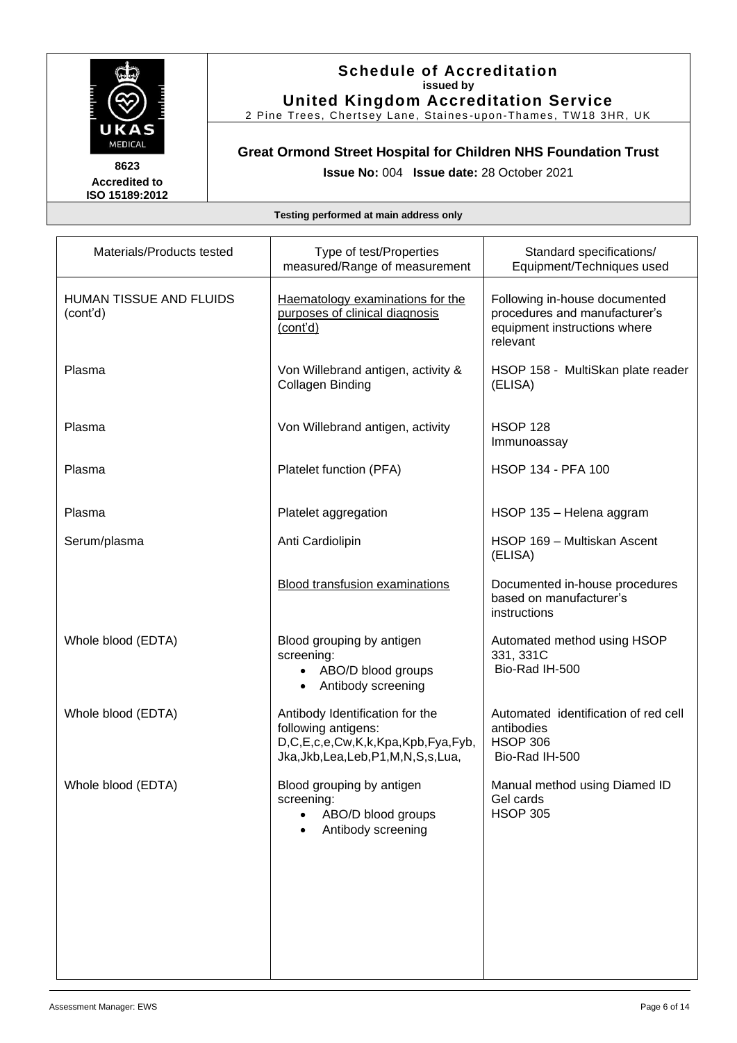**Schedule of Accreditation**
**issued by**
**United Kingdom Accreditation Service**
2 Pine Trees, Chertsey Lane, Staines-upon-Thames, TW18 3HR, UK

UKAS MEDICAL
**8623**
**Accredited to ISO 15189:2012**

**Great Ormond Street Hospital for Children NHS Foundation Trust**

**Issue No:** 004 **Issue date:** 28 October 2021

**Testing performed at main address only**

| Materials/Products tested | Type of test/Properties measured/Range of measurement | Standard specifications/ Equipment/Techniques used |
|---|---|---|
| HUMAN TISSUE AND FLUIDS (cont'd) | Haematology examinations for the purposes of clinical diagnosis (cont'd) | Following in-house documented procedures and manufacturer's equipment instructions where relevant |
| Plasma | Von Willebrand antigen, activity & Collagen Binding | HSOP 158 - MultiSkan plate reader (ELISA) |
| Plasma | Von Willebrand antigen, activity | HSOP 128<br>Immunoassay |
| Plasma | Platelet function (PFA) | HSOP 134 - PFA 100 |
| Plasma | Platelet aggregation | HSOP 135 – Helena aggram |
| Serum/plasma | Anti Cardiolipin | HSOP 169 – Multiskan Ascent (ELISA) |
| | Blood transfusion examinations | Documented in-house procedures based on manufacturer's instructions |
| Whole blood (EDTA) | Blood grouping by antigen screening:<br>• ABO/D blood groups<br>• Antibody screening | Automated method using HSOP 331, 331C<br>Bio-Rad IH-500 |
| Whole blood (EDTA) | Antibody Identification for the following antigens:<br>D,C,E,c,e,Cw,K,k,Kpa,Kpb,Fya,Fyb, Jka,Jkb,Lea,Leb,P1,M,N,S,s,Lua, | Automated identification of red cell antibodies<br>HSOP 306<br>Bio-Rad IH-500 |
| Whole blood (EDTA) | Blood grouping by antigen screening:<br>• ABO/D blood groups<br>• Antibody screening | Manual method using Diamed ID Gel cards<br>HSOP 305 |

Assessment Manager: EWS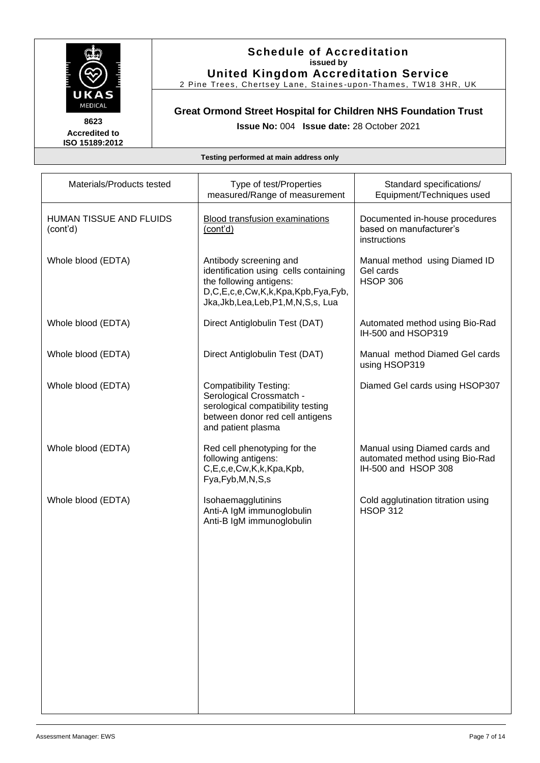# Schedule of Accreditation

**issued by**

**United Kingdom Accreditation Service**

2 Pine Trees, Chertsey Lane, Staines-upon-Thames, TW18 3HR, UK

**8623**
**Accredited to ISO 15189:2012**

## Great Ormond Street Hospital for Children NHS Foundation Trust

**Issue No:** 004 **Issue date:** 28 October 2021

**Testing performed at main address only**

| Materials/Products tested | Type of test/Properties measured/Range of measurement | Standard specifications/ Equipment/Techniques used |
|---|---|---|
| HUMAN TISSUE AND FLUIDS (cont'd) | Blood transfusion examinations (cont'd) | Documented in-house procedures based on manufacturer's instructions |
| Whole blood (EDTA) | Antibody screening and identification using cells containing the following antigens: D,C,E,c,e,Cw,K,k,Kpa,Kpb,Fya,Fyb, Jka,Jkb,Lea,Leb,P1,M,N,S,s, Lua | Manual method using Diamed ID Gel cards HSOP 306 |
| Whole blood (EDTA) | Direct Antiglobulin Test (DAT) | Automated method using Bio-Rad IH-500 and HSOP319 |
| Whole blood (EDTA) | Direct Antiglobulin Test (DAT) | Manual method Diamed Gel cards using HSOP319 |
| Whole blood (EDTA) | Compatibility Testing: Serological Crossmatch - serological compatibility testing between donor red cell antigens and patient plasma | Diamed Gel cards using HSOP307 |
| Whole blood (EDTA) | Red cell phenotyping for the following antigens: C,E,c,e,Cw,K,k,Kpa,Kpb, Fya,Fyb,M,N,S,s | Manual using Diamed cards and automated method using Bio-Rad IH-500 and HSOP 308 |
| Whole blood (EDTA) | Isohaemagglutinins Anti-A IgM immunoglobulin Anti-B IgM immunoglobulin | Cold agglutination titration using HSOP 312 |

Assessment Manager: EWS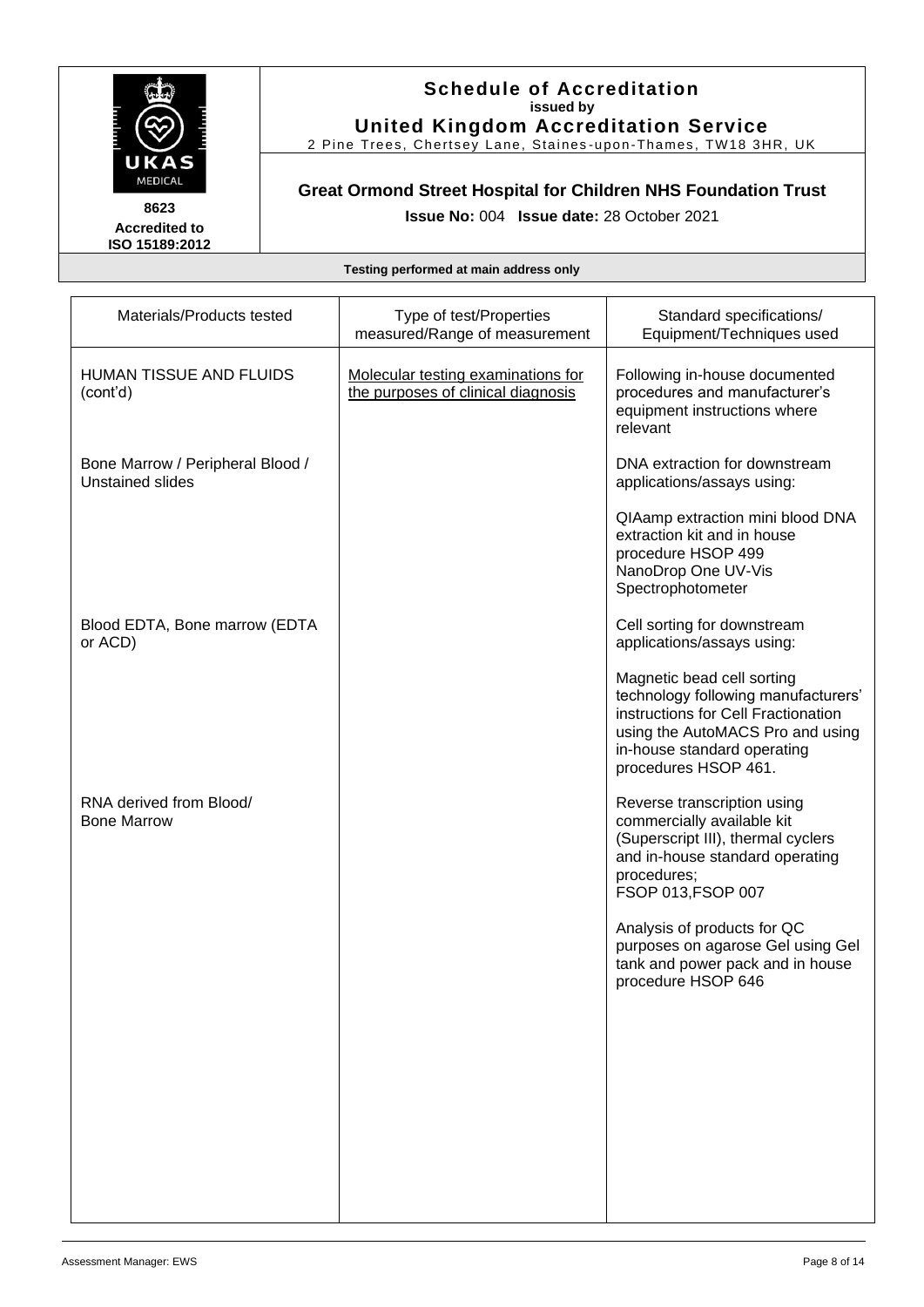**Schedule of Accreditation**
**issued by**
**United Kingdom Accreditation Service**
2 Pine Trees, Chertsey Lane, Staines-upon-Thames, TW18 3HR, UK

UKAS MEDICAL

**8623**
**Accredited to ISO 15189:2012**

## Great Ormond Street Hospital for Children NHS Foundation Trust

**Issue No:** 004 **Issue date:** 28 October 2021

**Testing performed at main address only**

| Materials/Products tested | Type of test/Properties measured/Range of measurement | Standard specifications/ Equipment/Techniques used |
|---|---|---|
| HUMAN TISSUE AND FLUIDS (cont'd) | Molecular testing examinations for the purposes of clinical diagnosis | Following in-house documented procedures and manufacturer's equipment instructions where relevant |
| Bone Marrow / Peripheral Blood / Unstained slides | | DNA extraction for downstream applications/assays using:<br><br>QIAamp extraction mini blood DNA extraction kit and in house procedure HSOP 499<br>NanoDrop One UV-Vis Spectrophotometer |
| Blood EDTA, Bone marrow (EDTA or ACD) | | Cell sorting for downstream applications/assays using:<br><br>Magnetic bead cell sorting technology following manufacturers' instructions for Cell Fractionation using the AutoMACS Pro and using in-house standard operating procedures HSOP 461. |
| RNA derived from Blood/ Bone Marrow | | Reverse transcription using commercially available kit (Superscript III), thermal cyclers and in-house standard operating procedures;<br>FSOP 013,FSOP 007<br><br>Analysis of products for QC purposes on agarose Gel using Gel tank and power pack and in house procedure HSOP 646 |

Assessment Manager: EWS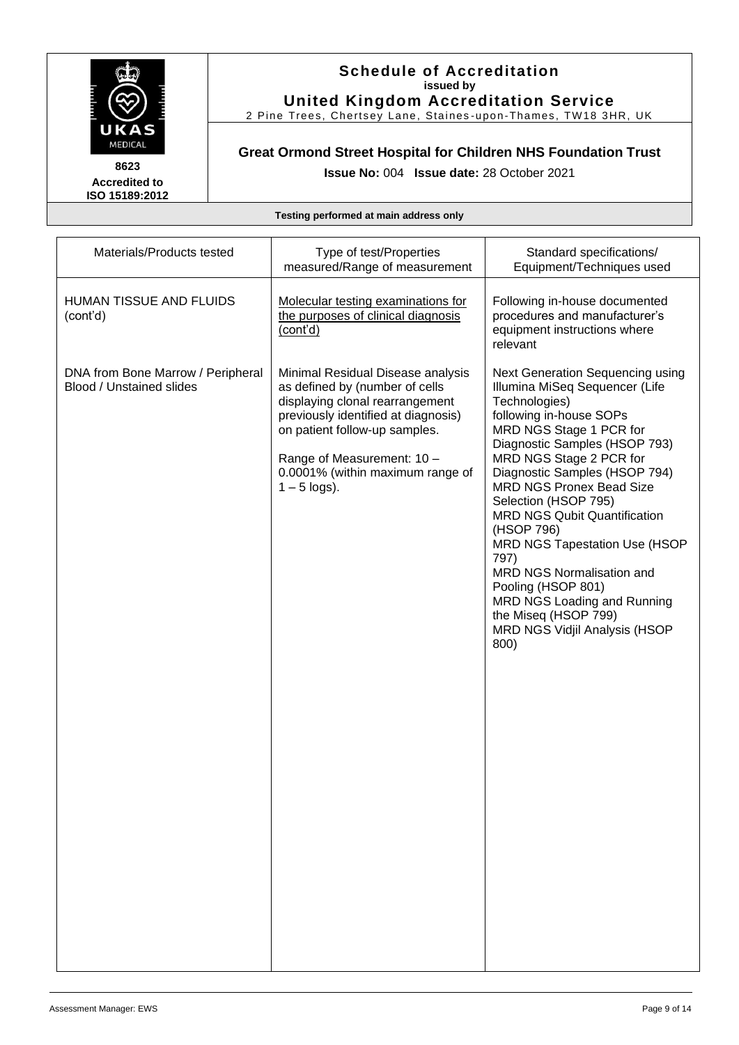# Schedule of Accreditation
**issued by**
**United Kingdom Accreditation Service**
2 Pine Trees, Chertsey Lane, Staines-upon-Thames, TW18 3HR, UK

**8623**
**Accredited to ISO 15189:2012**

## Great Ormond Street Hospital for Children NHS Foundation Trust

**Issue No:** 004 **Issue date:** 28 October 2021

**Testing performed at main address only**

| Materials/Products tested | Type of test/Properties measured/Range of measurement | Standard specifications/ Equipment/Techniques used |
|---|---|---|
| HUMAN TISSUE AND FLUIDS (cont'd) | Molecular testing examinations for the purposes of clinical diagnosis (cont'd) | Following in-house documented procedures and manufacturer's equipment instructions where relevant |
| DNA from Bone Marrow / Peripheral Blood / Unstained slides | Minimal Residual Disease analysis as defined by (number of cells displaying clonal rearrangement previously identified at diagnosis) on patient follow-up samples.<br><br>Range of Measurement: 10 – 0.0001% (within maximum range of 1 – 5 logs). | Next Generation Sequencing using Illumina MiSeq Sequencer (Life Technologies) following in-house SOPs<br>MRD NGS Stage 1 PCR for Diagnostic Samples (HSOP 793)<br>MRD NGS Stage 2 PCR for Diagnostic Samples (HSOP 794)<br>MRD NGS Pronex Bead Size Selection (HSOP 795)<br>MRD NGS Qubit Quantification (HSOP 796)<br>MRD NGS Tapestation Use (HSOP 797)<br>MRD NGS Normalisation and Pooling (HSOP 801)<br>MRD NGS Loading and Running the Miseq (HSOP 799)<br>MRD NGS Vidjil Analysis (HSOP 800) |

Assessment Manager: EWS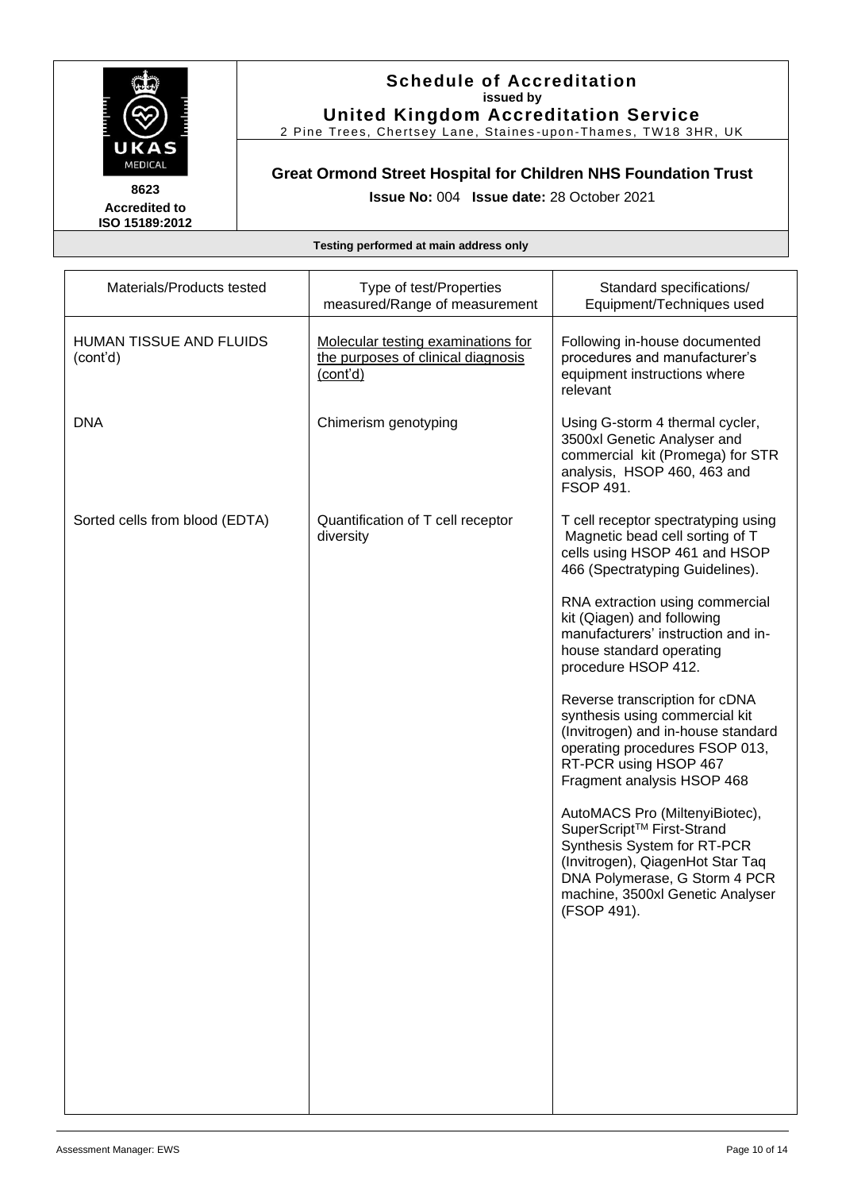**Schedule of Accreditation**
**issued by**
**United Kingdom Accreditation Service**
2 Pine Trees, Chertsey Lane, Staines-upon-Thames, TW18 3HR, UK

**8623**
**Accredited to ISO 15189:2012**

**Great Ormond Street Hospital for Children NHS Foundation Trust**

**Issue No:** 004 **Issue date:** 28 October 2021

**Testing performed at main address only**

| Materials/Products tested | Type of test/Properties measured/Range of measurement | Standard specifications/ Equipment/Techniques used |
|---|---|---|
| HUMAN TISSUE AND FLUIDS (cont'd) | Molecular testing examinations for the purposes of clinical diagnosis (cont'd) | Following in-house documented procedures and manufacturer's equipment instructions where relevant |
| DNA | Chimerism genotyping | Using G-storm 4 thermal cycler, 3500xl Genetic Analyser and commercial kit (Promega) for STR analysis, HSOP 460, 463 and FSOP 491. |
| Sorted cells from blood (EDTA) | Quantification of T cell receptor diversity | T cell receptor spectratyping using Magnetic bead cell sorting of T cells using HSOP 461 and HSOP 466 (Spectratyping Guidelines).<br><br>RNA extraction using commercial kit (Qiagen) and following manufacturers' instruction and in-house standard operating procedure HSOP 412.<br><br>Reverse transcription for cDNA synthesis using commercial kit (Invitrogen) and in-house standard operating procedures FSOP 013, RT-PCR using HSOP 467 Fragment analysis HSOP 468<br><br>AutoMACS Pro (MiltenyiBiotec), SuperScript™ First-Strand Synthesis System for RT-PCR (Invitrogen), QiagenHot Star Taq DNA Polymerase, G Storm 4 PCR machine, 3500xl Genetic Analyser (FSOP 491). |

Assessment Manager: EWS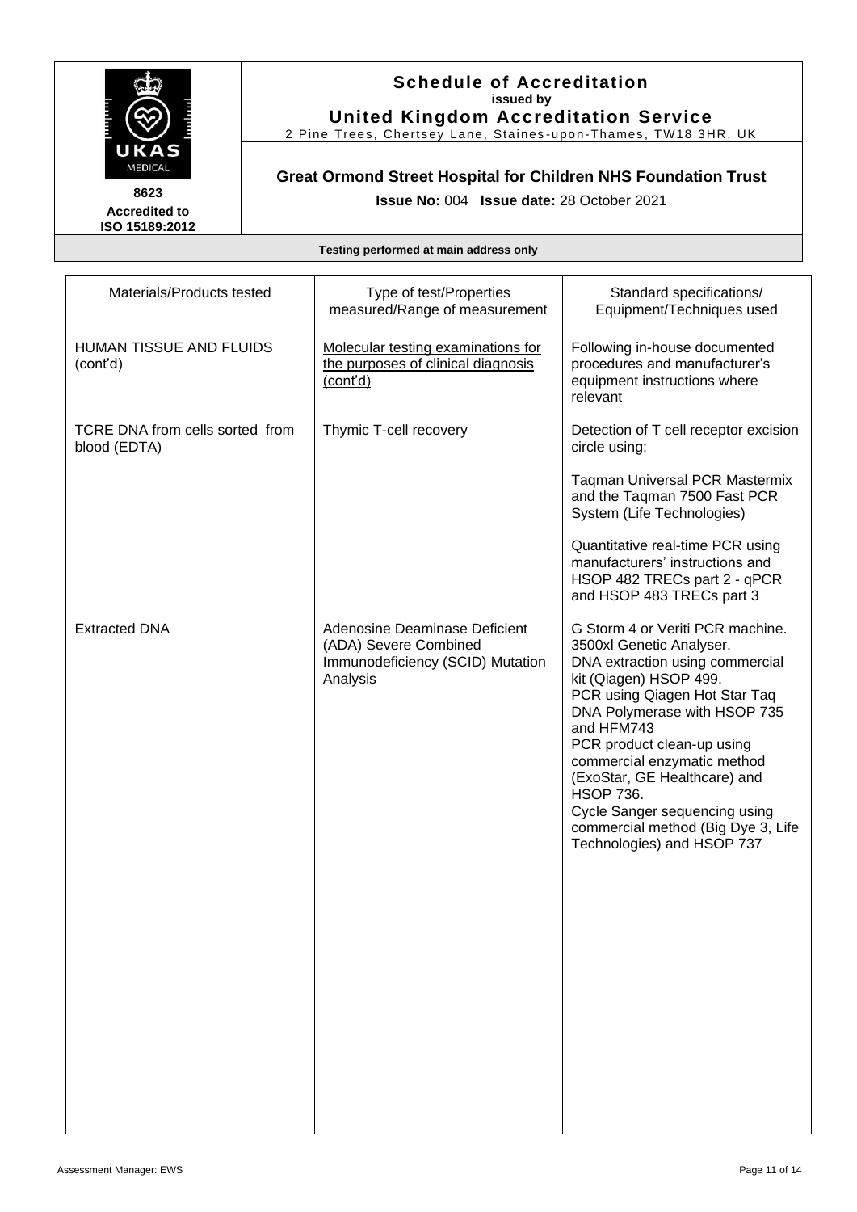**Schedule of Accreditation**
**issued by**
**United Kingdom Accreditation Service**
2 Pine Trees, Chertsey Lane, Staines-upon-Thames, TW18 3HR, UK

UKAS MEDICAL

**8623**
**Accredited to ISO 15189:2012**

## Great Ormond Street Hospital for Children NHS Foundation Trust

**Issue No:** 004 **Issue date:** 28 October 2021

**Testing performed at main address only**

| Materials/Products tested | Type of test/Properties measured/Range of measurement | Standard specifications/ Equipment/Techniques used |
|---|---|---|
| HUMAN TISSUE AND FLUIDS (cont'd) | Molecular testing examinations for the purposes of clinical diagnosis (cont'd) | Following in-house documented procedures and manufacturer's equipment instructions where relevant |
| TCRE DNA from cells sorted from blood (EDTA) | Thymic T-cell recovery | Detection of T cell receptor excision circle using:<br><br>Taqman Universal PCR Mastermix and the Taqman 7500 Fast PCR System (Life Technologies)<br><br>Quantitative real-time PCR using manufacturers' instructions and HSOP 482 TRECs part 2 - qPCR and HSOP 483 TRECs part 3 |
| Extracted DNA | Adenosine Deaminase Deficient (ADA) Severe Combined Immunodeficiency (SCID) Mutation Analysis | G Storm 4 or Veriti PCR machine.<br>3500xl Genetic Analyser.<br>DNA extraction using commercial kit (Qiagen) HSOP 499.<br>PCR using Qiagen Hot Star Taq DNA Polymerase with HSOP 735 and HFM743<br>PCR product clean-up using commercial enzymatic method (ExoStar, GE Healthcare) and HSOP 736.<br>Cycle Sanger sequencing using commercial method (Big Dye 3, Life Technologies) and HSOP 737 |

Assessment Manager: EWS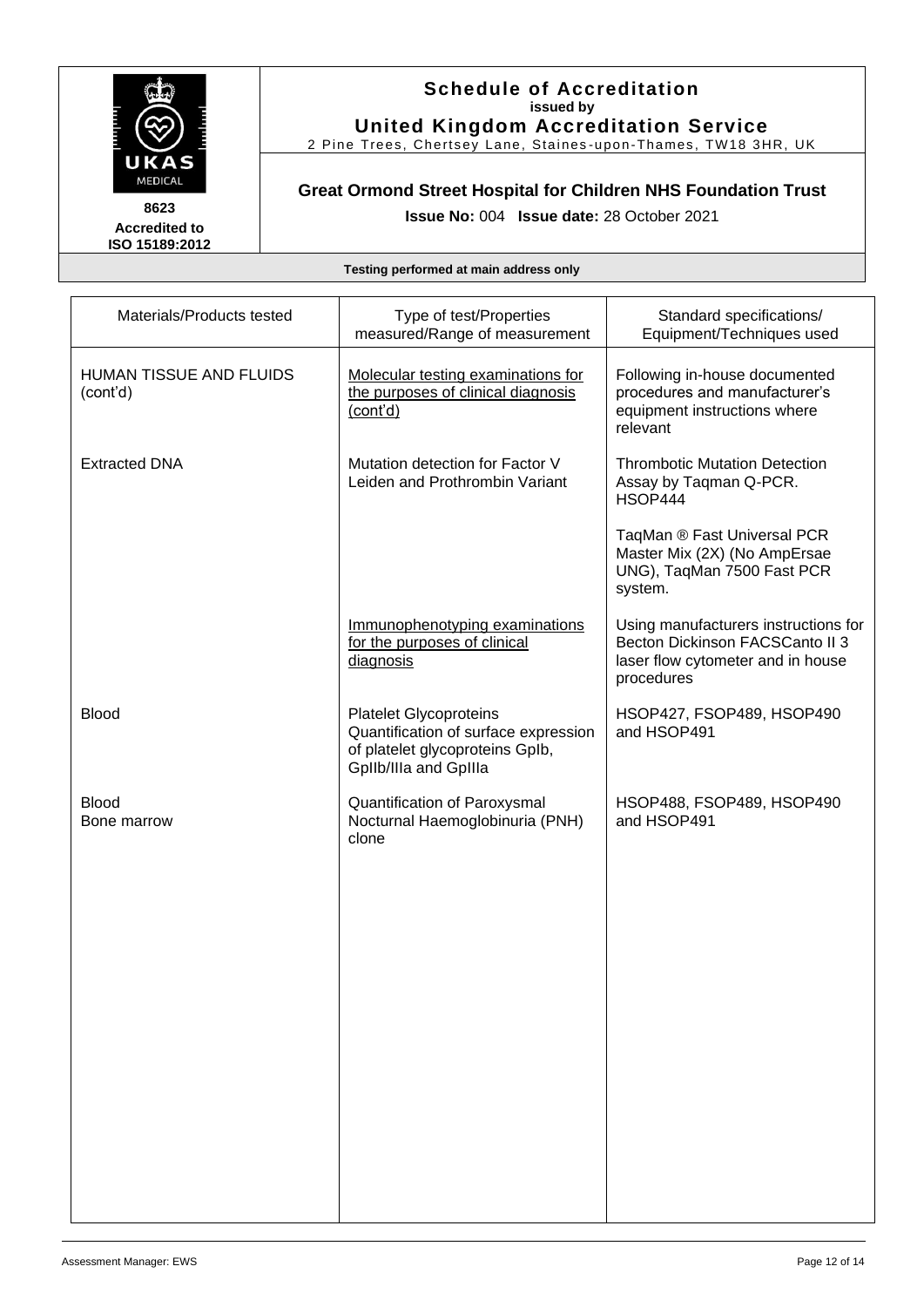**Schedule of Accreditation**
**issued by**
**United Kingdom Accreditation Service**
2 Pine Trees, Chertsey Lane, Staines-upon-Thames, TW18 3HR, UK

**8623**
**Accredited to ISO 15189:2012**

**Great Ormond Street Hospital for Children NHS Foundation Trust**

**Issue No:** 004 **Issue date:** 28 October 2021

**Testing performed at main address only**

| Materials/Products tested | Type of test/Properties measured/Range of measurement | Standard specifications/ Equipment/Techniques used |
|---|---|---|
| HUMAN TISSUE AND FLUIDS (cont'd) | Molecular testing examinations for the purposes of clinical diagnosis (cont'd) | Following in-house documented procedures and manufacturer's equipment instructions where relevant |
| Extracted DNA | Mutation detection for Factor V Leiden and Prothrombin Variant | Thrombotic Mutation Detection Assay by Taqman Q-PCR. HSOP444<br><br>TaqMan ® Fast Universal PCR Master Mix (2X) (No AmpErsae UNG), TaqMan 7500 Fast PCR system. |
| | Immunophenotyping examinations for the purposes of clinical diagnosis | Using manufacturers instructions for Becton Dickinson FACSCanto II 3 laser flow cytometer and in house procedures |
| Blood | Platelet Glycoproteins Quantification of surface expression of platelet glycoproteins GpIb, GpIIb/IIIa and GpIIIa | HSOP427, FSOP489, HSOP490 and HSOP491 |
| Blood<br>Bone marrow | Quantification of Paroxysmal Nocturnal Haemoglobinuria (PNH) clone | HSOP488, FSOP489, HSOP490 and HSOP491 |

Assessment Manager: EWS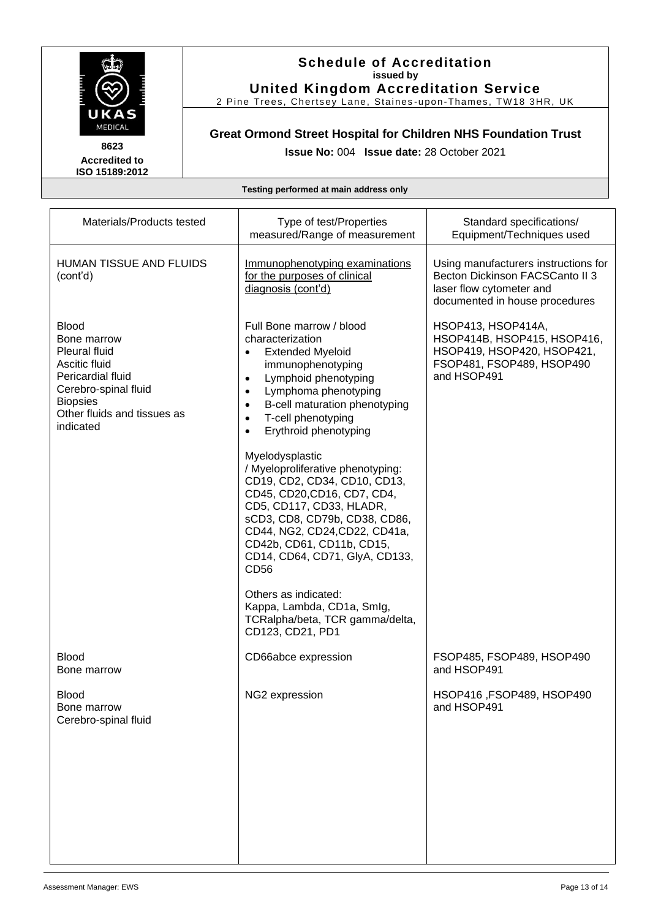**Schedule of Accreditation**
**issued by**
**United Kingdom Accreditation Service**
2 Pine Trees, Chertsey Lane, Staines-upon-Thames, TW18 3HR, UK

**8623**
**Accredited to ISO 15189:2012**

## Great Ormond Street Hospital for Children NHS Foundation Trust

**Issue No:** 004 **Issue date:** 28 October 2021

**Testing performed at main address only**

| Materials/Products tested | Type of test/Properties measured/Range of measurement | Standard specifications/ Equipment/Techniques used |
|---|---|---|
| HUMAN TISSUE AND FLUIDS (cont'd) | Immunophenotyping examinations for the purposes of clinical diagnosis (cont'd) | Using manufacturers instructions for Becton Dickinson FACSCanto II 3 laser flow cytometer and documented in house procedures |
| Blood<br>Bone marrow<br>Pleural fluid<br>Ascitic fluid<br>Pericardial fluid<br>Cerebro-spinal fluid<br>Biopsies<br>Other fluids and tissues as indicated | Full Bone marrow / blood characterization<br>• Extended Myeloid immunophenotyping<br>• Lymphoid phenotyping<br>• Lymphoma phenotyping<br>• B-cell maturation phenotyping<br>• T-cell phenotyping<br>• Erythroid phenotyping<br><br>Myelodysplastic / Myeloproliferative phenotyping: CD19, CD2, CD34, CD10, CD13, CD45, CD20,CD16, CD7, CD4, CD5, CD117, CD33, HLADR, sCD3, CD8, CD79b, CD38, CD86, CD44, NG2, CD24,CD22, CD41a, CD42b, CD61, CD11b, CD15, CD14, CD64, CD71, GlyA, CD133, CD56<br><br>Others as indicated: Kappa, Lambda, CD1a, SmIg, TCRalpha/beta, TCR gamma/delta, CD123, CD21, PD1 | HSOP413, HSOP414A, HSOP414B, HSOP415, HSOP416, HSOP419, HSOP420, HSOP421, FSOP481, FSOP489, HSOP490 and HSOP491 |
| Blood<br>Bone marrow | CD66abce expression | FSOP485, FSOP489, HSOP490 and HSOP491 |
| Blood<br>Bone marrow<br>Cerebro-spinal fluid | NG2 expression | HSOP416 ,FSOP489, HSOP490 and HSOP491 |

Assessment Manager: EWS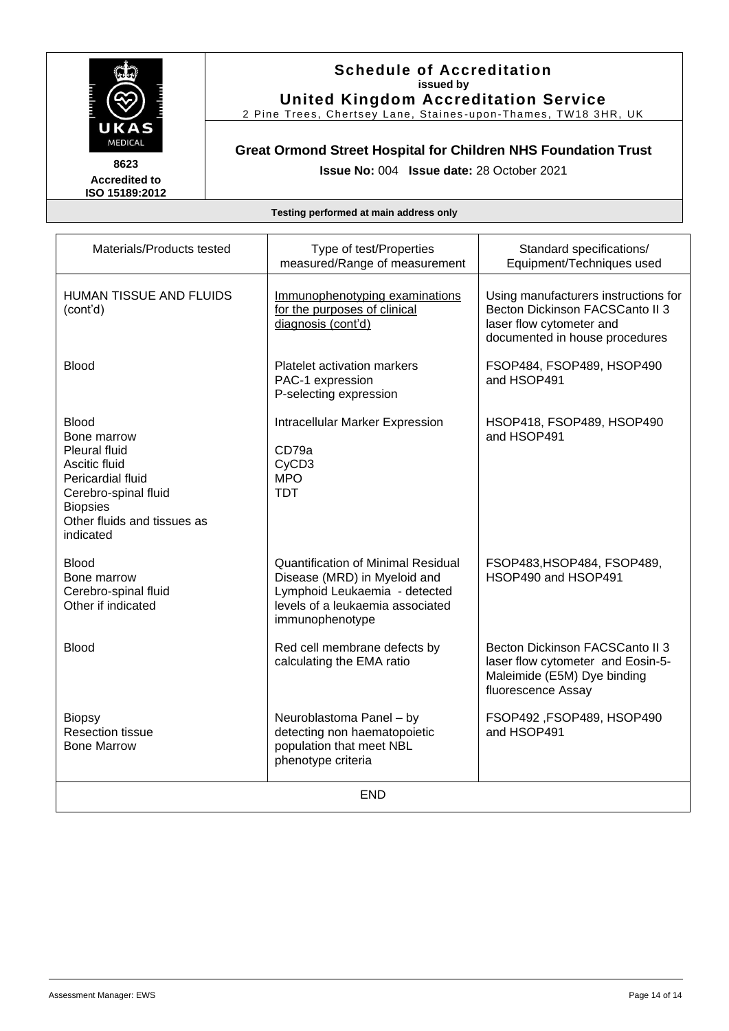**Schedule of Accreditation**
**issued by**
**United Kingdom Accreditation Service**
2 Pine Trees, Chertsey Lane, Staines-upon-Thames, TW18 3HR, UK

UKAS MEDICAL

**8623**
**Accredited to ISO 15189:2012**

## Great Ormond Street Hospital for Children NHS Foundation Trust

**Issue No:** 004 **Issue date:** 28 October 2021

**Testing performed at main address only**

| Materials/Products tested | Type of test/Properties measured/Range of measurement | Standard specifications/ Equipment/Techniques used |
|---|---|---|
| HUMAN TISSUE AND FLUIDS (cont'd) | Immunophenotyping examinations for the purposes of clinical diagnosis (cont'd) | Using manufacturers instructions for Becton Dickinson FACSCanto II 3 laser flow cytometer and documented in house procedures |
| Blood | Platelet activation markers<br>PAC-1 expression<br>P-selecting expression | FSOP484, FSOP489, HSOP490 and HSOP491 |
| Blood<br>Bone marrow<br>Pleural fluid<br>Ascitic fluid<br>Pericardial fluid<br>Cerebro-spinal fluid<br>Biopsies<br>Other fluids and tissues as indicated | Intracellular Marker Expression<br><br>CD79a<br>CyCD3<br>MPO<br>TDT | HSOP418, FSOP489, HSOP490 and HSOP491 |
| Blood<br>Bone marrow<br>Cerebro-spinal fluid<br>Other if indicated | Quantification of Minimal Residual Disease (MRD) in Myeloid and Lymphoid Leukaemia - detected levels of a leukaemia associated immunophenotype | FSOP483,HSOP484, FSOP489, HSOP490 and HSOP491 |
| Blood | Red cell membrane defects by calculating the EMA ratio | Becton Dickinson FACSCanto II 3 laser flow cytometer and Eosin-5-Maleimide (E5M) Dye binding fluorescence Assay |
| Biopsy<br>Resection tissue<br>Bone Marrow | Neuroblastoma Panel – by detecting non haematopoietic population that meet NBL phenotype criteria | FSOP492 ,FSOP489, HSOP490 and HSOP491 |

END

Assessment Manager: EWS